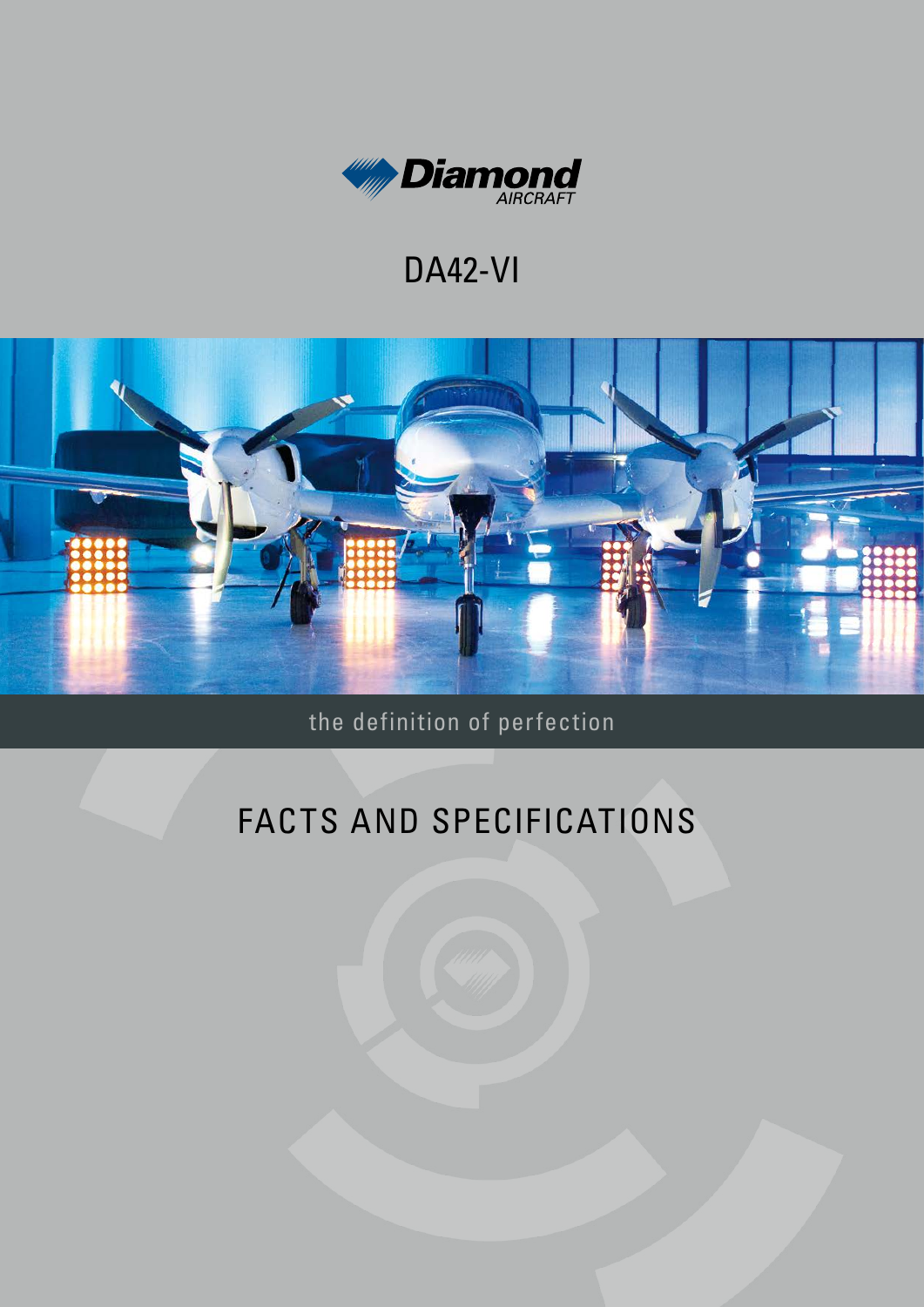Diamond AIRCRAFT

# DA42-VI

the definition of perfection

# FACTS AND SPECIFICATIONS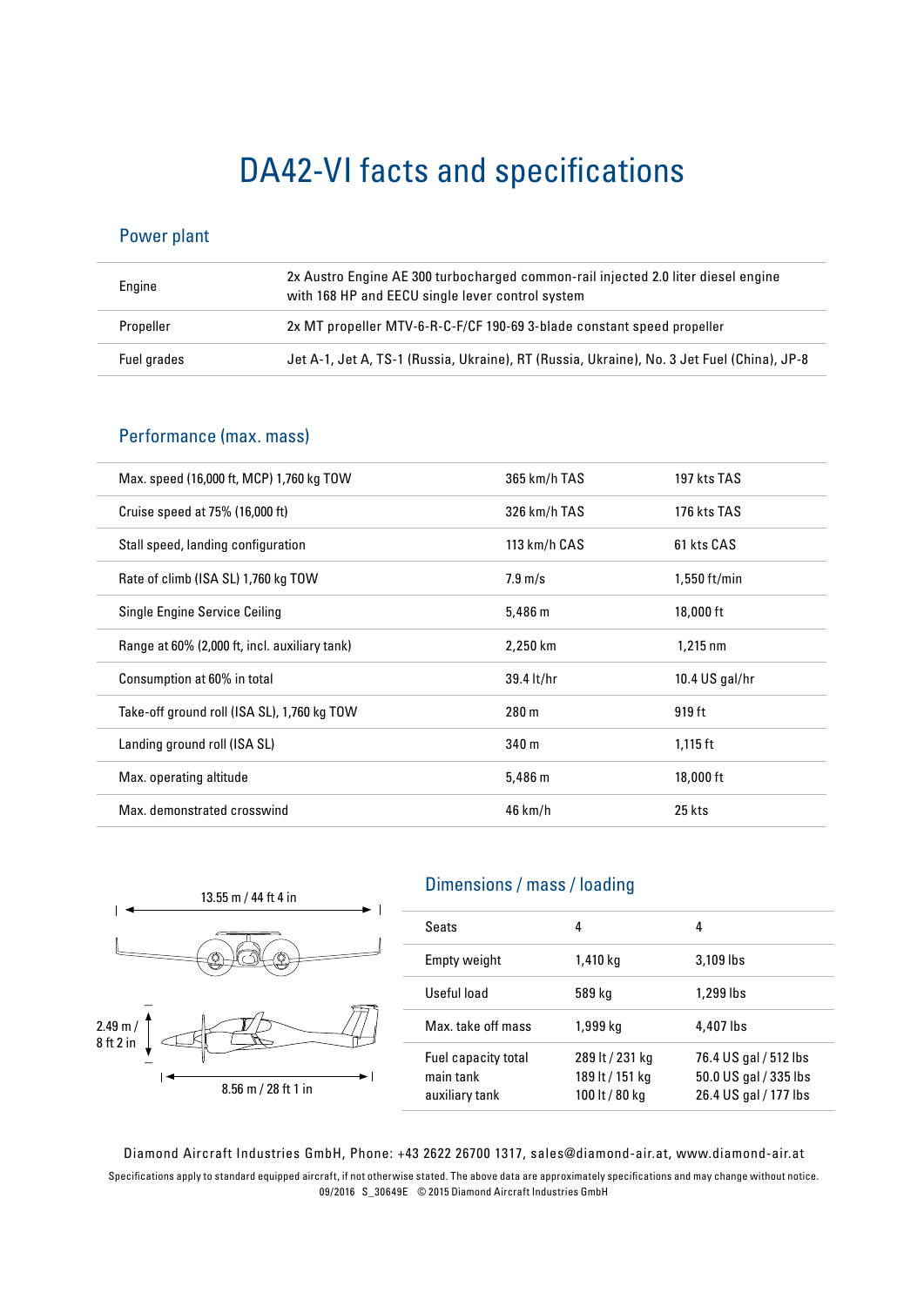# DA42-VI facts and specifications

## Power plant

| | |
|---|---|
| Engine | 2x Austro Engine AE 300 turbocharged common-rail injected 2.0 liter diesel engine with 168 HP and EECU single lever control system |
| Propeller | 2x MT propeller MTV-6-R-C-F/CF 190-69 3-blade constant speed propeller |
| Fuel grades | Jet A-1, Jet A, TS-1 (Russia, Ukraine), RT (Russia, Ukraine), No. 3 Jet Fuel (China), JP-8 |

## Performance (max. mass)

| | | |
|---|---|---|
| Max. speed (16,000 ft, MCP) 1,760 kg TOW | 365 km/h TAS | 197 kts TAS |
| Cruise speed at 75% (16,000 ft) | 326 km/h TAS | 176 kts TAS |
| Stall speed, landing configuration | 113 km/h CAS | 61 kts CAS |
| Rate of climb (ISA SL) 1,760 kg TOW | 7.9 m/s | 1,550 ft/min |
| Single Engine Service Ceiling | 5,486 m | 18,000 ft |
| Range at 60% (2,000 ft, incl. auxiliary tank) | 2,250 km | 1,215 nm |
| Consumption at 60% in total | 39.4 lt/hr | 10.4 US gal/hr |
| Take-off ground roll (ISA SL), 1,760 kg TOW | 280 m | 919 ft |
| Landing ground roll (ISA SL) | 340 m | 1,115 ft |
| Max. operating altitude | 5,486 m | 18,000 ft |
| Max. demonstrated crosswind | 46 km/h | 25 kts |

13.55 m / 44 ft 4 in

2.49 m / 8 ft 2 in

8.56 m / 28 ft 1 in

## Dimensions / mass / loading

| | | |
|---|---|---|
| Seats | 4 | 4 |
| Empty weight | 1,410 kg | 3,109 lbs |
| Useful load | 589 kg | 1,299 lbs |
| Max. take off mass | 1,999 kg | 4,407 lbs |
| Fuel capacity total<br>main tank<br>auxiliary tank | 289 lt / 231 kg<br>189 lt / 151 kg<br>100 lt / 80 kg | 76.4 US gal / 512 lbs<br>50.0 US gal / 335 lbs<br>26.4 US gal / 177 lbs |

Diamond Aircraft Industries GmbH, Phone: +43 2622 26700 1317, sales@diamond-air.at, www.diamond-air.at

Specifications apply to standard equipped aircraft, if not otherwise stated. The above data are approximately specifications and may change without notice.
09/2016 S_30649E © 2015 Diamond Aircraft Industries GmbH